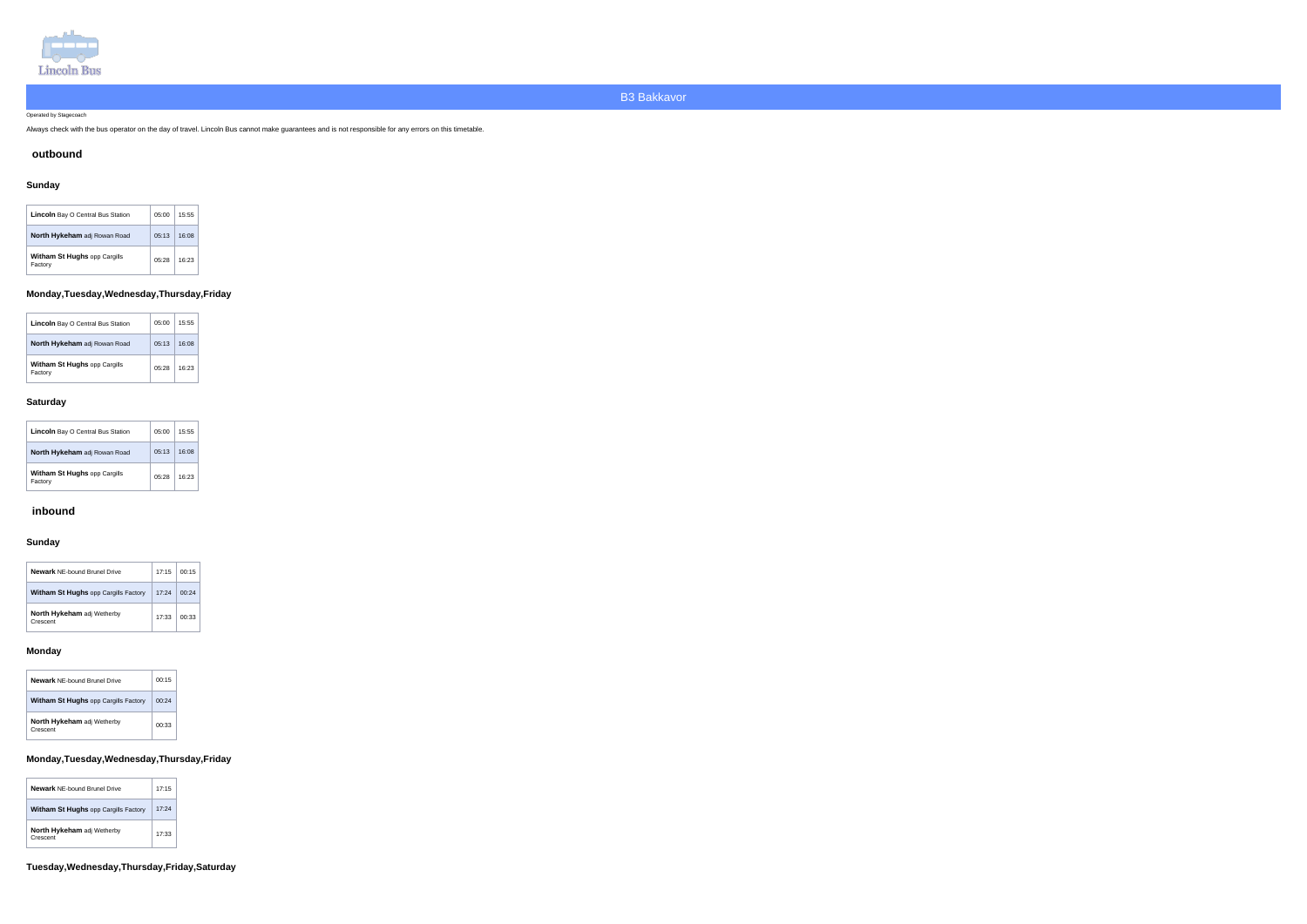Lincoln Bus

# B3 Bakkavor

Operated by Stagecoach

Always check with the bus operator on the day of travel. Lincoln Bus cannot make guarantees and is not responsible for any errors on this timetable.

## outbound

### Sunday

| | | |
|---|---|---|
| **Lincoln** Bay O Central Bus Station | 05:00 | 15:55 |
| **North Hykeham** adj Rowan Road | 05:13 | 16:08 |
| **Witham St Hughs** opp Cargills Factory | 05:28 | 16:23 |

### Monday,Tuesday,Wednesday,Thursday,Friday

| | | |
|---|---|---|
| **Lincoln** Bay O Central Bus Station | 05:00 | 15:55 |
| **North Hykeham** adj Rowan Road | 05:13 | 16:08 |
| **Witham St Hughs** opp Cargills Factory | 05:28 | 16:23 |

### Saturday

| | | |
|---|---|---|
| **Lincoln** Bay O Central Bus Station | 05:00 | 15:55 |
| **North Hykeham** adj Rowan Road | 05:13 | 16:08 |
| **Witham St Hughs** opp Cargills Factory | 05:28 | 16:23 |

## inbound

### Sunday

| | | |
|---|---|---|
| **Newark** NE-bound Brunel Drive | 17:15 | 00:15 |
| **Witham St Hughs** opp Cargills Factory | 17:24 | 00:24 |
| **North Hykeham** adj Wetherby Crescent | 17:33 | 00:33 |

### Monday

| | |
|---|---|
| **Newark** NE-bound Brunel Drive | 00:15 |
| **Witham St Hughs** opp Cargills Factory | 00:24 |
| **North Hykeham** adj Wetherby Crescent | 00:33 |

### Monday,Tuesday,Wednesday,Thursday,Friday

| | |
|---|---|
| **Newark** NE-bound Brunel Drive | 17:15 |
| **Witham St Hughs** opp Cargills Factory | 17:24 |
| **North Hykeham** adj Wetherby Crescent | 17:33 |

### Tuesday,Wednesday,Thursday,Friday,Saturday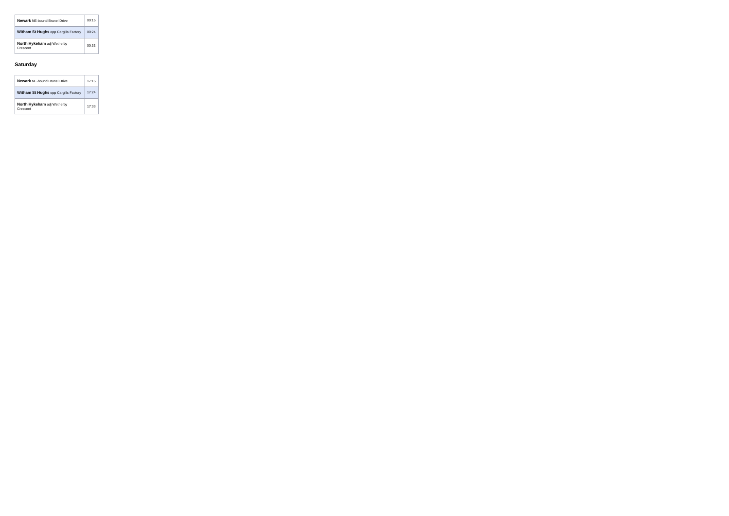| | |
|---|---|
| **Newark** NE-bound Brunel Drive | 00:15 |
| **Witham St Hughs** opp Cargills Factory | 00:24 |
| **North Hykeham** adj Wetherby Crescent | 00:33 |

### Saturday

| | |
|---|---|
| **Newark** NE-bound Brunel Drive | 17:15 |
| **Witham St Hughs** opp Cargills Factory | 17:24 |
| **North Hykeham** adj Wetherby Crescent | 17:33 |